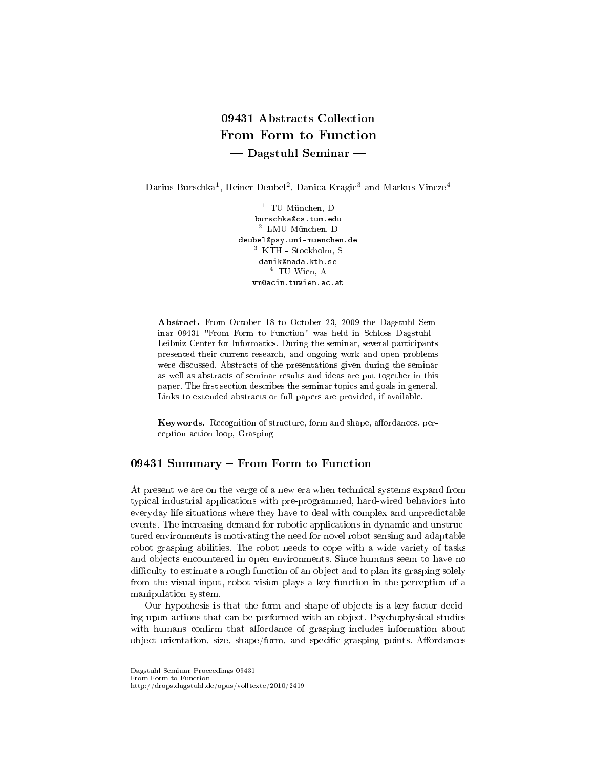# 09431 Abstracts Collection
# From Form to Function
## — Dagstuhl Seminar —

Darius Burschka[1], Heiner Deubel[2], Danica Kragic[3] and Markus Vincze[4]

[1] TU München, D
burschka@cs.tum.edu
[2] LMU München, D
deubel@psy.uni-muenchen.de
[3] KTH - Stockholm, S
danik@nada.kth.se
[4] TU Wien, A
vm@acin.tuwien.ac.at

**Abstract.** From October 18 to October 23, 2009 the Dagstuhl Seminar 09431 "From Form to Function" was held in Schloss Dagstuhl - Leibniz Center for Informatics. During the seminar, several participants presented their current research, and ongoing work and open problems were discussed. Abstracts of the presentations given during the seminar as well as abstracts of seminar results and ideas are put together in this paper. The first section describes the seminar topics and goals in general. Links to extended abstracts or full papers are provided, if available.

**Keywords.** Recognition of structure, form and shape, affordances, perception action loop, Grasping

## 09431 Summary – From Form to Function

At present we are on the verge of a new era when technical systems expand from typical industrial applications with pre-programmed, hard-wired behaviors into everyday life situations where they have to deal with complex and unpredictable events. The increasing demand for robotic applications in dynamic and unstructured environments is motivating the need for novel robot sensing and adaptable robot grasping abilities. The robot needs to cope with a wide variety of tasks and objects encountered in open environments. Since humans seem to have no difficulty to estimate a rough function of an object and to plan its grasping solely from the visual input, robot vision plays a key function in the perception of a manipulation system.

Our hypothesis is that the form and shape of objects is a key factor deciding upon actions that can be performed with an object. Psychophysical studies with humans confirm that affordance of grasping includes information about object orientation, size, shape/form, and specific grasping points. Affordances

Dagstuhl Seminar Proceedings 09431
From Form to Function
http://drops.dagstuhl.de/opus/volltexte/2010/2419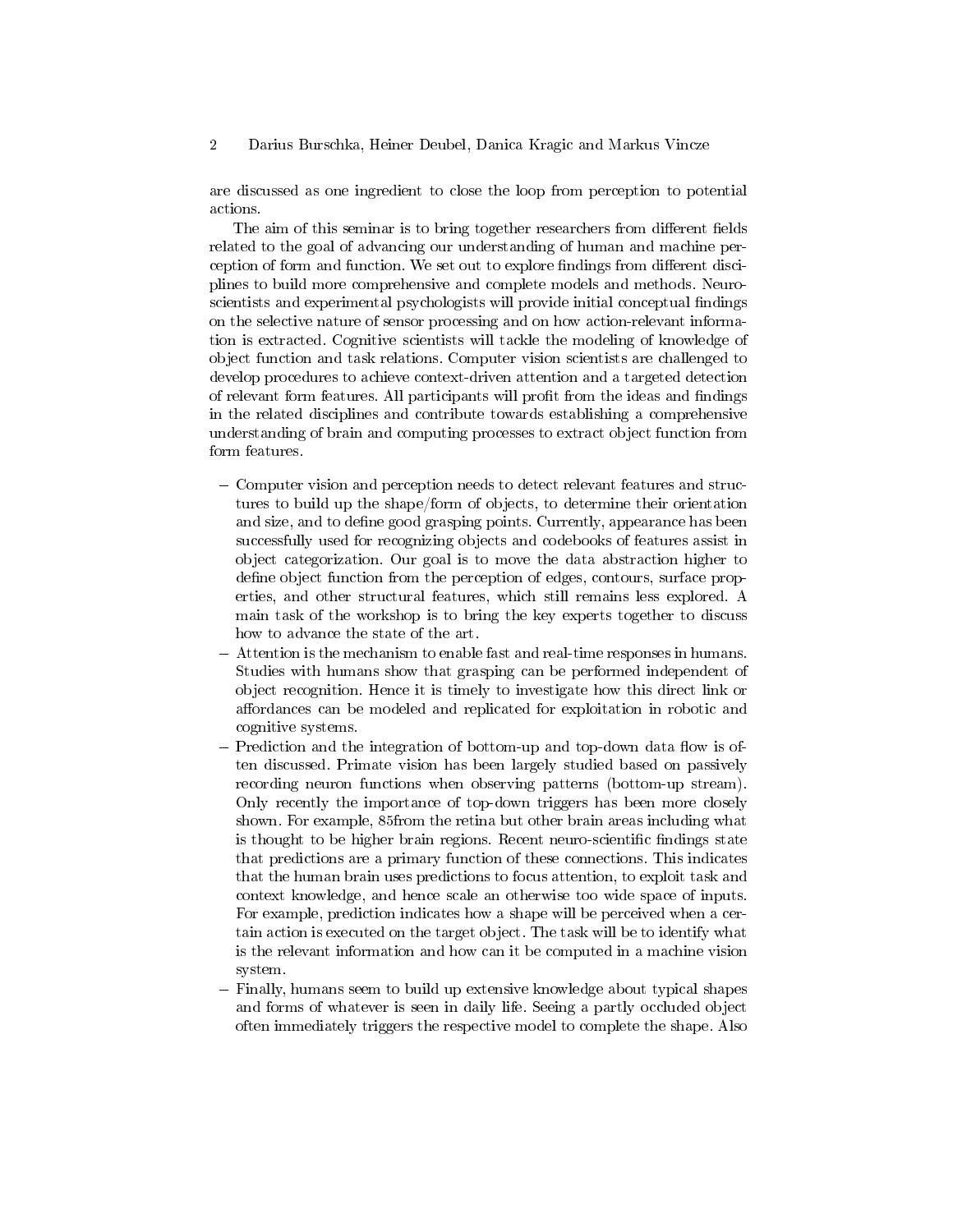are discussed as one ingredient to close the loop from perception to potential actions.

The aim of this seminar is to bring together researchers from different fields related to the goal of advancing our understanding of human and machine perception of form and function. We set out to explore findings from different disciplines to build more comprehensive and complete models and methods. Neuroscientists and experimental psychologists will provide initial conceptual findings on the selective nature of sensor processing and on how action-relevant information is extracted. Cognitive scientists will tackle the modeling of knowledge of object function and task relations. Computer vision scientists are challenged to develop procedures to achieve context-driven attention and a targeted detection of relevant form features. All participants will profit from the ideas and findings in the related disciplines and contribute towards establishing a comprehensive understanding of brain and computing processes to extract object function from form features.

- Computer vision and perception needs to detect relevant features and structures to build up the shape/form of objects, to determine their orientation and size, and to define good grasping points. Currently, appearance has been successfully used for recognizing objects and codebooks of features assist in object categorization. Our goal is to move the data abstraction higher to define object function from the perception of edges, contours, surface properties, and other structural features, which still remains less explored. A main task of the workshop is to bring the key experts together to discuss how to advance the state of the art.
- Attention is the mechanism to enable fast and real-time responses in humans. Studies with humans show that grasping can be performed independent of object recognition. Hence it is timely to investigate how this direct link or affordances can be modeled and replicated for exploitation in robotic and cognitive systems.
- Prediction and the integration of bottom-up and top-down data flow is often discussed. Primate vision has been largely studied based on passively recording neuron functions when observing patterns (bottom-up stream). Only recently the importance of top-down triggers has been more closely shown. For example, 85from the retina but other brain areas including what is thought to be higher brain regions. Recent neuro-scientific findings state that predictions are a primary function of these connections. This indicates that the human brain uses predictions to focus attention, to exploit task and context knowledge, and hence scale an otherwise too wide space of inputs. For example, prediction indicates how a shape will be perceived when a certain action is executed on the target object. The task will be to identify what is the relevant information and how can it be computed in a machine vision system.
- Finally, humans seem to build up extensive knowledge about typical shapes and forms of whatever is seen in daily life. Seeing a partly occluded object often immediately triggers the respective model to complete the shape. Also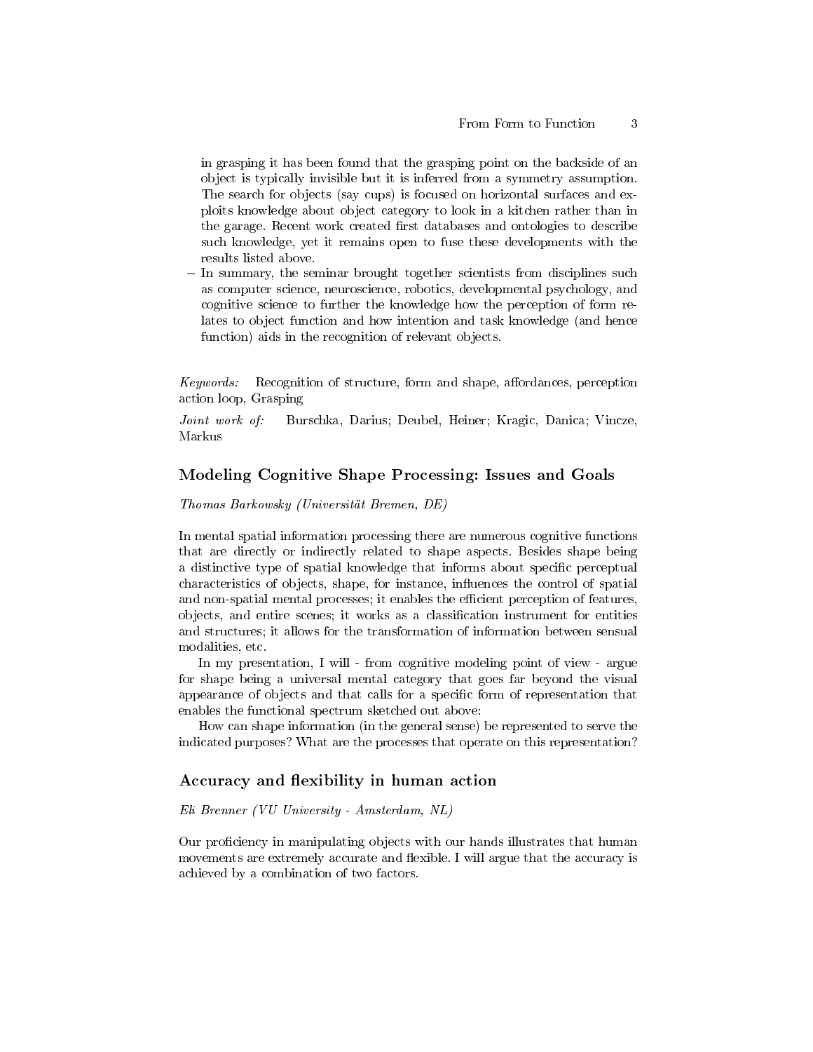in grasping it has been found that the grasping point on the backside of an object is typically invisible but it is inferred from a symmetry assumption. The search for objects (say cups) is focused on horizontal surfaces and exploits knowledge about object category to look in a kitchen rather than in the garage. Recent work created first databases and ontologies to describe such knowledge, yet it remains open to fuse these developments with the results listed above.

- In summary, the seminar brought together scientists from disciplines such as computer science, neuroscience, robotics, developmental psychology, and cognitive science to further the knowledge how the perception of form relates to object function and how intention and task knowledge (and hence function) aids in the recognition of relevant objects.

*Keywords:* Recognition of structure, form and shape, affordances, perception action loop, Grasping

*Joint work of:* Burschka, Darius; Deubel, Heiner; Kragic, Danica; Vincze, Markus

## Modeling Cognitive Shape Processing: Issues and Goals

*Thomas Barkowsky (Universität Bremen, DE)*

In mental spatial information processing there are numerous cognitive functions that are directly or indirectly related to shape aspects. Besides shape being a distinctive type of spatial knowledge that informs about specific perceptual characteristics of objects, shape, for instance, influences the control of spatial and non-spatial mental processes; it enables the efficient perception of features, objects, and entire scenes; it works as a classification instrument for entities and structures; it allows for the transformation of information between sensual modalities, etc.

In my presentation, I will - from cognitive modeling point of view - argue for shape being a universal mental category that goes far beyond the visual appearance of objects and that calls for a specific form of representation that enables the functional spectrum sketched out above:

How can shape information (in the general sense) be represented to serve the indicated purposes? What are the processes that operate on this representation?

## Accuracy and flexibility in human action

*Eli Brenner (VU University - Amsterdam, NL)*

Our proficiency in manipulating objects with our hands illustrates that human movements are extremely accurate and flexible. I will argue that the accuracy is achieved by a combination of two factors.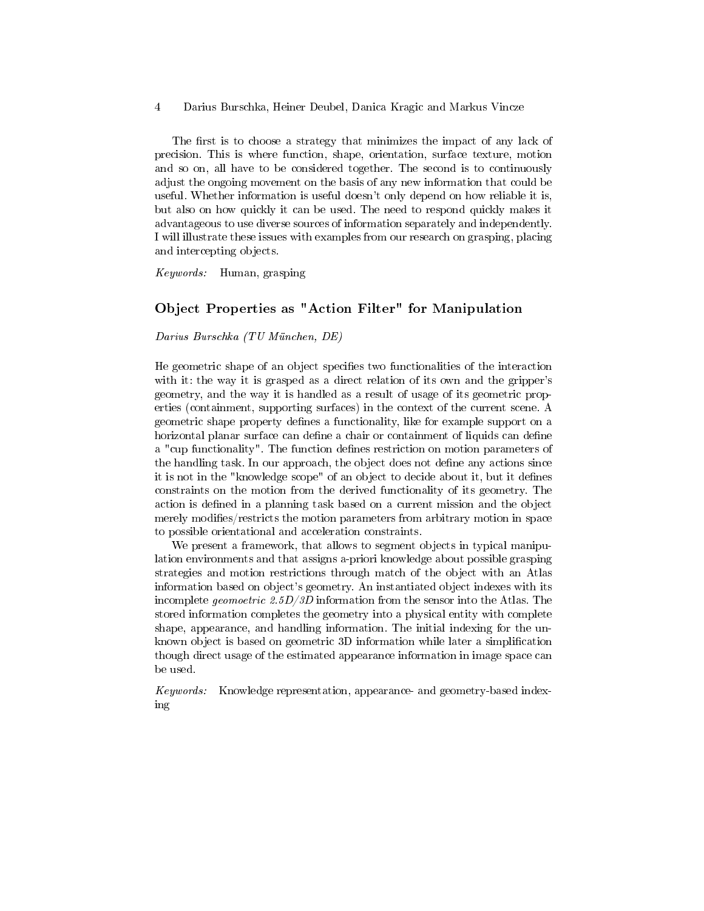The first is to choose a strategy that minimizes the impact of any lack of precision. This is where function, shape, orientation, surface texture, motion and so on, all have to be considered together. The second is to continuously adjust the ongoing movement on the basis of any new information that could be useful. Whether information is useful doesn't only depend on how reliable it is, but also on how quickly it can be used. The need to respond quickly makes it advantageous to use diverse sources of information separately and independently. I will illustrate these issues with examples from our research on grasping, placing and intercepting objects.

*Keywords:* Human, grasping

## Object Properties as "Action Filter" for Manipulation

*Darius Burschka (TU München, DE)*

He geometric shape of an object specifies two functionalities of the interaction with it: the way it is grasped as a direct relation of its own and the gripper's geometry, and the way it is handled as a result of usage of its geometric properties (containment, supporting surfaces) in the context of the current scene. A geometric shape property defines a functionality, like for example support on a horizontal planar surface can define a chair or containment of liquids can define a "cup functionality". The function defines restriction on motion parameters of the handling task. In our approach, the object does not define any actions since it is not in the "knowledge scope" of an object to decide about it, but it defines constraints on the motion from the derived functionality of its geometry. The action is defined in a planning task based on a current mission and the object merely modifies/restricts the motion parameters from arbitrary motion in space to possible orientational and acceleration constraints.

We present a framework, that allows to segment objects in typical manipulation environments and that assigns a-priori knowledge about possible grasping strategies and motion restrictions through match of the object with an Atlas information based on object's geometry. An instantiated object indexes with its incomplete *geomoetric 2.5D/3D* information from the sensor into the Atlas. The stored information completes the geometry into a physical entity with complete shape, appearance, and handling information. The initial indexing for the unknown object is based on geometric 3D information while later a simplification though direct usage of the estimated appearance information in image space can be used.

*Keywords:* Knowledge representation, appearance- and geometry-based indexing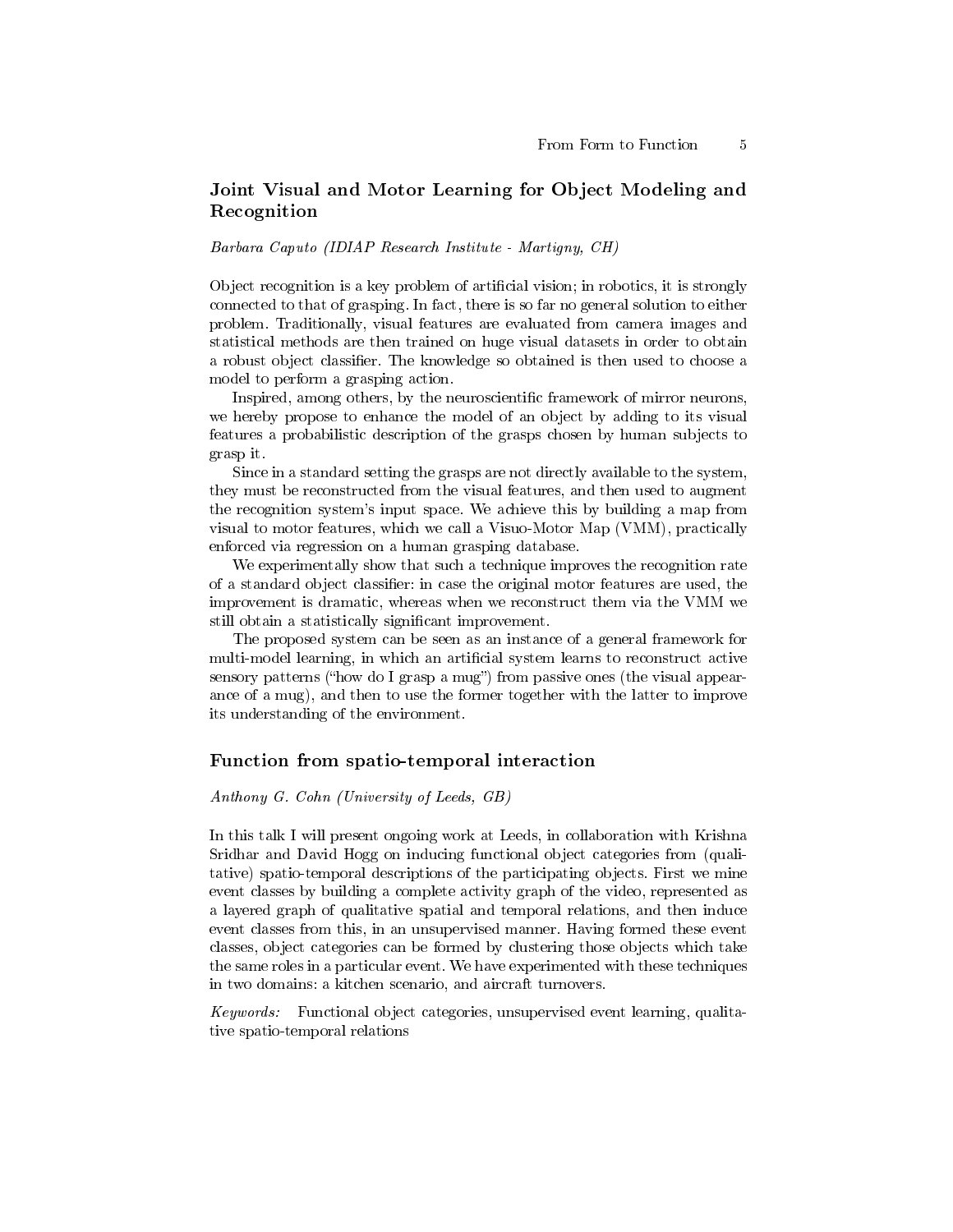## Joint Visual and Motor Learning for Object Modeling and Recognition

*Barbara Caputo (IDIAP Research Institute - Martigny, CH)*

Object recognition is a key problem of artificial vision; in robotics, it is strongly connected to that of grasping. In fact, there is so far no general solution to either problem. Traditionally, visual features are evaluated from camera images and statistical methods are then trained on huge visual datasets in order to obtain a robust object classifier. The knowledge so obtained is then used to choose a model to perform a grasping action.

Inspired, among others, by the neuroscientific framework of mirror neurons, we hereby propose to enhance the model of an object by adding to its visual features a probabilistic description of the grasps chosen by human subjects to grasp it.

Since in a standard setting the grasps are not directly available to the system, they must be reconstructed from the visual features, and then used to augment the recognition system's input space. We achieve this by building a map from visual to motor features, which we call a Visuo-Motor Map (VMM), practically enforced via regression on a human grasping database.

We experimentally show that such a technique improves the recognition rate of a standard object classifier: in case the original motor features are used, the improvement is dramatic, whereas when we reconstruct them via the VMM we still obtain a statistically significant improvement.

The proposed system can be seen as an instance of a general framework for multi-model learning, in which an artificial system learns to reconstruct active sensory patterns ("how do I grasp a mug") from passive ones (the visual appearance of a mug), and then to use the former together with the latter to improve its understanding of the environment.

## Function from spatio-temporal interaction

*Anthony G. Cohn (University of Leeds, GB)*

In this talk I will present ongoing work at Leeds, in collaboration with Krishna Sridhar and David Hogg on inducing functional object categories from (qualitative) spatio-temporal descriptions of the participating objects. First we mine event classes by building a complete activity graph of the video, represented as a layered graph of qualitative spatial and temporal relations, and then induce event classes from this, in an unsupervised manner. Having formed these event classes, object categories can be formed by clustering those objects which take the same roles in a particular event. We have experimented with these techniques in two domains: a kitchen scenario, and aircraft turnovers.

*Keywords:* Functional object categories, unsupervised event learning, qualitative spatio-temporal relations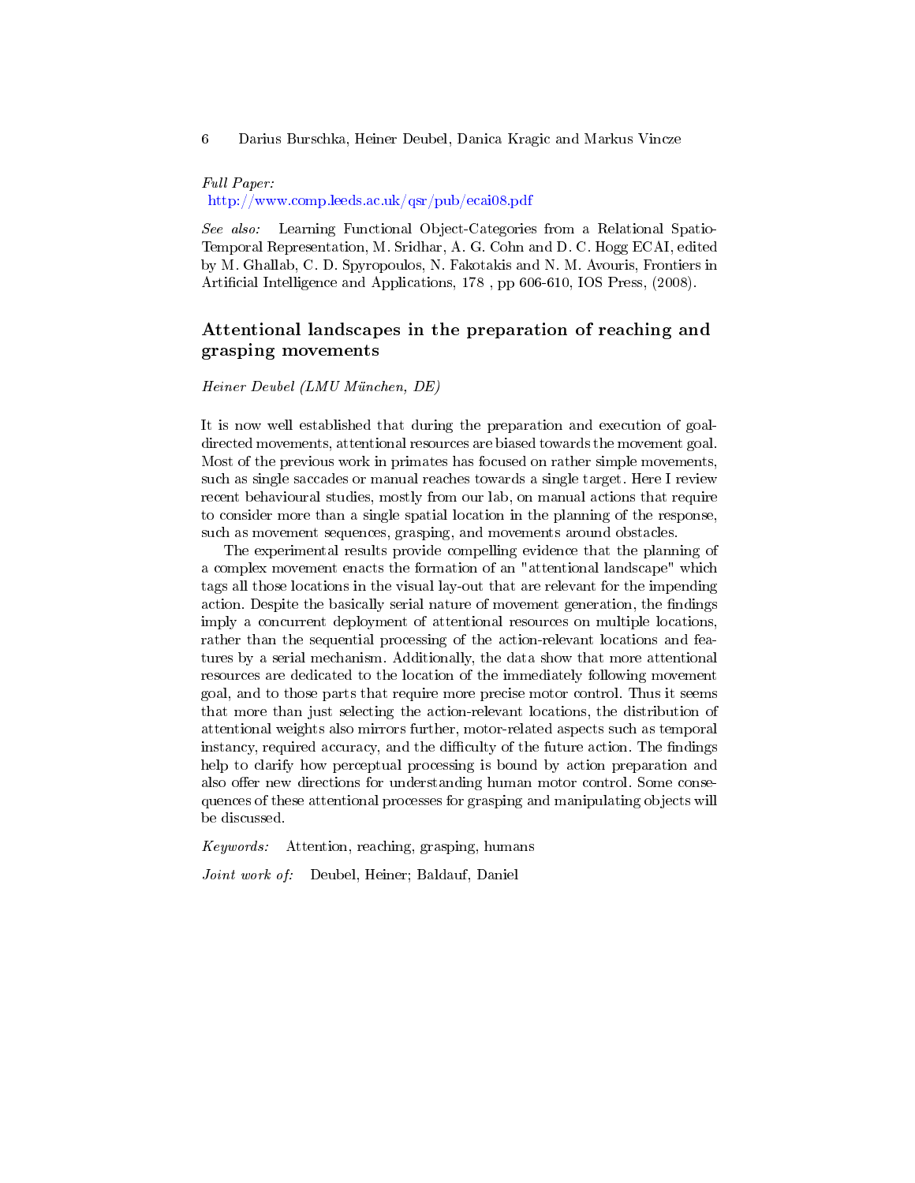*Full Paper:*
http://www.comp.leeds.ac.uk/qsr/pub/ecai08.pdf

*See also:* Learning Functional Object-Categories from a Relational Spatio-Temporal Representation, M. Sridhar, A. G. Cohn and D. C. Hogg ECAI, edited by M. Ghallab, C. D. Spyropoulos, N. Fakotakis and N. M. Avouris, Frontiers in Artificial Intelligence and Applications, 178 , pp 606-610, IOS Press, (2008).

## Attentional landscapes in the preparation of reaching and grasping movements

*Heiner Deubel (LMU München, DE)*

It is now well established that during the preparation and execution of goal-directed movements, attentional resources are biased towards the movement goal. Most of the previous work in primates has focused on rather simple movements, such as single saccades or manual reaches towards a single target. Here I review recent behavioural studies, mostly from our lab, on manual actions that require to consider more than a single spatial location in the planning of the response, such as movement sequences, grasping, and movements around obstacles.

The experimental results provide compelling evidence that the planning of a complex movement enacts the formation of an "attentional landscape" which tags all those locations in the visual lay-out that are relevant for the impending action. Despite the basically serial nature of movement generation, the findings imply a concurrent deployment of attentional resources on multiple locations, rather than the sequential processing of the action-relevant locations and features by a serial mechanism. Additionally, the data show that more attentional resources are dedicated to the location of the immediately following movement goal, and to those parts that require more precise motor control. Thus it seems that more than just selecting the action-relevant locations, the distribution of attentional weights also mirrors further, motor-related aspects such as temporal instancy, required accuracy, and the difficulty of the future action. The findings help to clarify how perceptual processing is bound by action preparation and also offer new directions for understanding human motor control. Some consequences of these attentional processes for grasping and manipulating objects will be discussed.

*Keywords:* Attention, reaching, grasping, humans

*Joint work of:* Deubel, Heiner; Baldauf, Daniel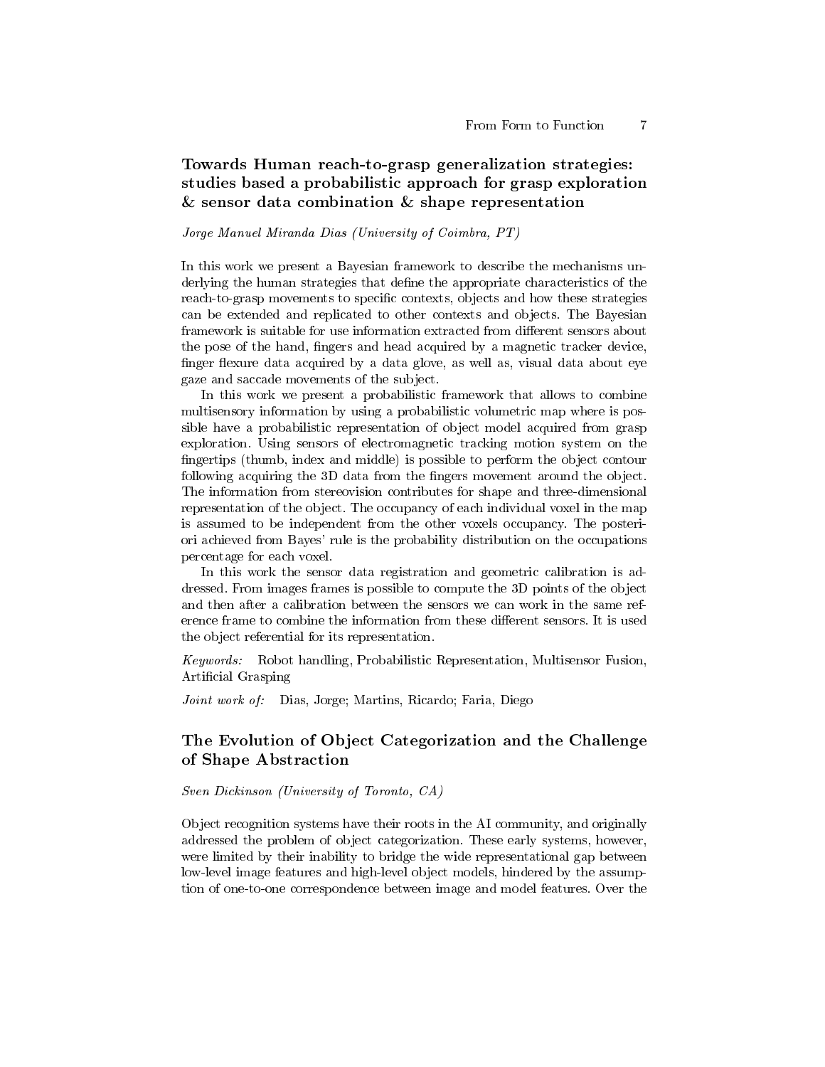## Towards Human reach-to-grasp generalization strategies: studies based a probabilistic approach for grasp exploration & sensor data combination & shape representation

*Jorge Manuel Miranda Dias (University of Coimbra, PT)*

In this work we present a Bayesian framework to describe the mechanisms underlying the human strategies that define the appropriate characteristics of the reach-to-grasp movements to specific contexts, objects and how these strategies can be extended and replicated to other contexts and objects. The Bayesian framework is suitable for use information extracted from different sensors about the pose of the hand, fingers and head acquired by a magnetic tracker device, finger flexure data acquired by a data glove, as well as, visual data about eye gaze and saccade movements of the subject.

In this work we present a probabilistic framework that allows to combine multisensory information by using a probabilistic volumetric map where is possible have a probabilistic representation of object model acquired from grasp exploration. Using sensors of electromagnetic tracking motion system on the fingertips (thumb, index and middle) is possible to perform the object contour following acquiring the 3D data from the fingers movement around the object. The information from stereovision contributes for shape and three-dimensional representation of the object. The occupancy of each individual voxel in the map is assumed to be independent from the other voxels occupancy. The posteriori achieved from Bayes' rule is the probability distribution on the occupations percentage for each voxel.

In this work the sensor data registration and geometric calibration is addressed. From images frames is possible to compute the 3D points of the object and then after a calibration between the sensors we can work in the same reference frame to combine the information from these different sensors. It is used the object referential for its representation.

*Keywords:* Robot handling, Probabilistic Representation, Multisensor Fusion, Artificial Grasping

*Joint work of:* Dias, Jorge; Martins, Ricardo; Faria, Diego

## The Evolution of Object Categorization and the Challenge of Shape Abstraction

*Sven Dickinson (University of Toronto, CA)*

Object recognition systems have their roots in the AI community, and originally addressed the problem of object categorization. These early systems, however, were limited by their inability to bridge the wide representational gap between low-level image features and high-level object models, hindered by the assumption of one-to-one correspondence between image and model features. Over the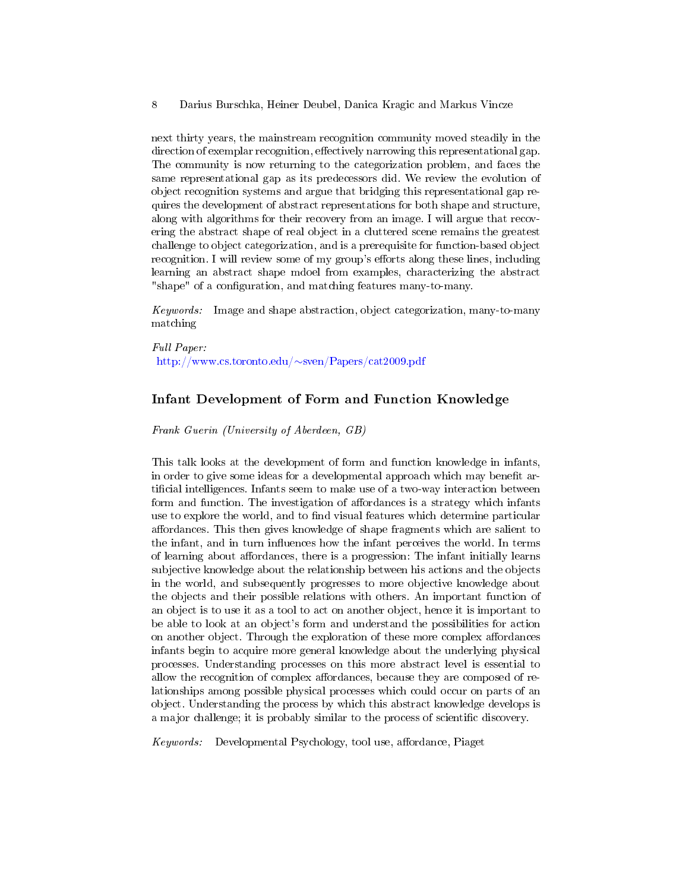next thirty years, the mainstream recognition community moved steadily in the direction of exemplar recognition, effectively narrowing this representational gap. The community is now returning to the categorization problem, and faces the same representational gap as its predecessors did. We review the evolution of object recognition systems and argue that bridging this representational gap requires the development of abstract representations for both shape and structure, along with algorithms for their recovery from an image. I will argue that recovering the abstract shape of real object in a cluttered scene remains the greatest challenge to object categorization, and is a prerequisite for function-based object recognition. I will review some of my group's efforts along these lines, including learning an abstract shape mdoel from examples, characterizing the abstract "shape" of a configuration, and matching features many-to-many.

*Keywords:* Image and shape abstraction, object categorization, many-to-many matching

*Full Paper:*
http://www.cs.toronto.edu/~sven/Papers/cat2009.pdf

## Infant Development of Form and Function Knowledge

*Frank Guerin (University of Aberdeen, GB)*

This talk looks at the development of form and function knowledge in infants, in order to give some ideas for a developmental approach which may benefit artificial intelligences. Infants seem to make use of a two-way interaction between form and function. The investigation of affordances is a strategy which infants use to explore the world, and to find visual features which determine particular affordances. This then gives knowledge of shape fragments which are salient to the infant, and in turn influences how the infant perceives the world. In terms of learning about affordances, there is a progression: The infant initially learns subjective knowledge about the relationship between his actions and the objects in the world, and subsequently progresses to more objective knowledge about the objects and their possible relations with others. An important function of an object is to use it as a tool to act on another object, hence it is important to be able to look at an object's form and understand the possibilities for action on another object. Through the exploration of these more complex affordances infants begin to acquire more general knowledge about the underlying physical processes. Understanding processes on this more abstract level is essential to allow the recognition of complex affordances, because they are composed of relationships among possible physical processes which could occur on parts of an object. Understanding the process by which this abstract knowledge develops is a major challenge; it is probably similar to the process of scientific discovery.

*Keywords:* Developmental Psychology, tool use, affordance, Piaget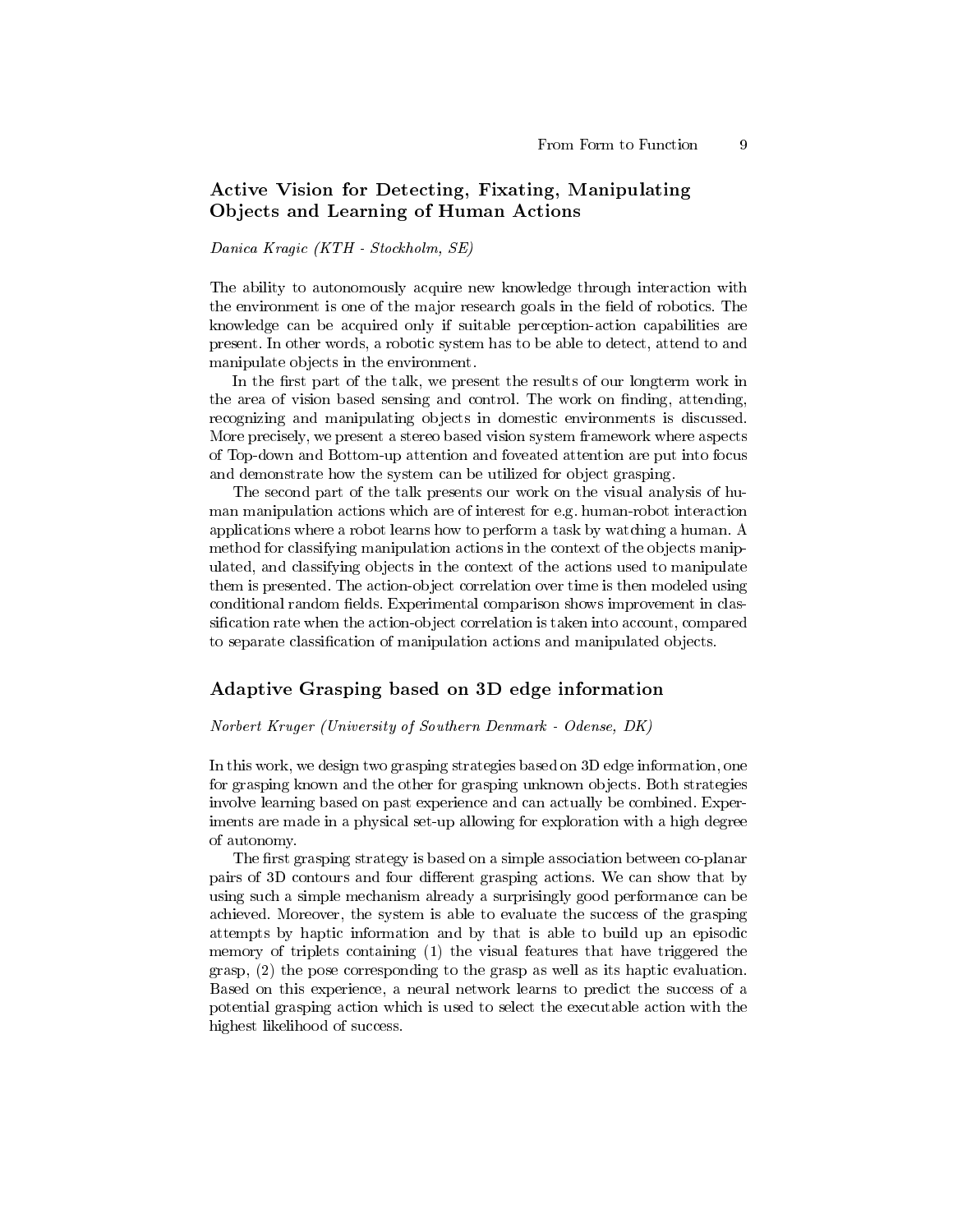## Active Vision for Detecting, Fixating, Manipulating Objects and Learning of Human Actions

*Danica Kragic (KTH - Stockholm, SE)*

The ability to autonomously acquire new knowledge through interaction with the environment is one of the major research goals in the field of robotics. The knowledge can be acquired only if suitable perception-action capabilities are present. In other words, a robotic system has to be able to detect, attend to and manipulate objects in the environment.

In the first part of the talk, we present the results of our longterm work in the area of vision based sensing and control. The work on finding, attending, recognizing and manipulating objects in domestic environments is discussed. More precisely, we present a stereo based vision system framework where aspects of Top-down and Bottom-up attention and foveated attention are put into focus and demonstrate how the system can be utilized for object grasping.

The second part of the talk presents our work on the visual analysis of human manipulation actions which are of interest for e.g. human-robot interaction applications where a robot learns how to perform a task by watching a human. A method for classifying manipulation actions in the context of the objects manipulated, and classifying objects in the context of the actions used to manipulate them is presented. The action-object correlation over time is then modeled using conditional random fields. Experimental comparison shows improvement in classification rate when the action-object correlation is taken into account, compared to separate classification of manipulation actions and manipulated objects.

## Adaptive Grasping based on 3D edge information

*Norbert Kruger (University of Southern Denmark - Odense, DK)*

In this work, we design two grasping strategies based on 3D edge information, one for grasping known and the other for grasping unknown objects. Both strategies involve learning based on past experience and can actually be combined. Experiments are made in a physical set-up allowing for exploration with a high degree of autonomy.

The first grasping strategy is based on a simple association between co-planar pairs of 3D contours and four different grasping actions. We can show that by using such a simple mechanism already a surprisingly good performance can be achieved. Moreover, the system is able to evaluate the success of the grasping attempts by haptic information and by that is able to build up an episodic memory of triplets containing (1) the visual features that have triggered the grasp, (2) the pose corresponding to the grasp as well as its haptic evaluation. Based on this experience, a neural network learns to predict the success of a potential grasping action which is used to select the executable action with the highest likelihood of success.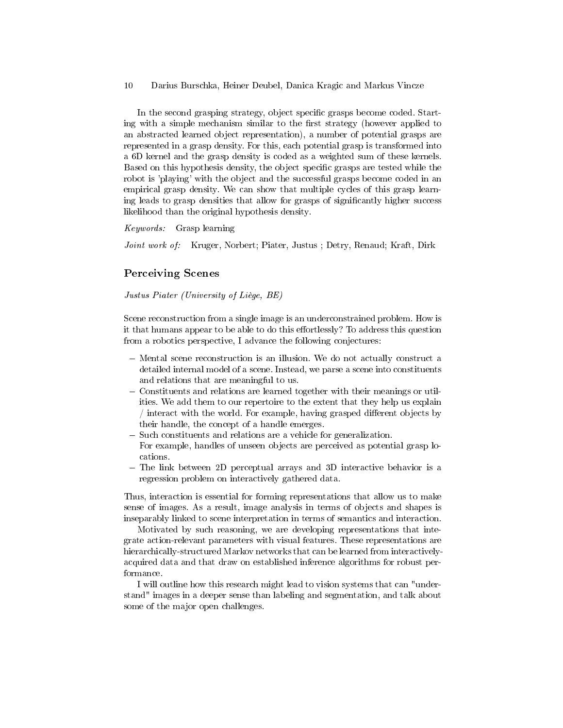In the second grasping strategy, object specific grasps become coded. Starting with a simple mechanism similar to the first strategy (however applied to an abstracted learned object representation), a number of potential grasps are represented in a grasp density. For this, each potential grasp is transformed into a 6D kernel and the grasp density is coded as a weighted sum of these kernels. Based on this hypothesis density, the object specific grasps are tested while the robot is 'playing' with the object and the successful grasps become coded in an empirical grasp density. We can show that multiple cycles of this grasp learning leads to grasp densities that allow for grasps of significantly higher success likelihood than the original hypothesis density.

*Keywords:* Grasp learning

*Joint work of:* Kruger, Norbert; Piater, Justus ; Detry, Renaud; Kraft, Dirk

## Perceiving Scenes

*Justus Piater (University of Liège, BE)*

Scene reconstruction from a single image is an underconstrained problem. How is it that humans appear to be able to do this effortlessly? To address this question from a robotics perspective, I advance the following conjectures:

- Mental scene reconstruction is an illusion. We do not actually construct a detailed internal model of a scene. Instead, we parse a scene into constituents and relations that are meaningful to us.
- Constituents and relations are learned together with their meanings or utilities. We add them to our repertoire to the extent that they help us explain / interact with the world. For example, having grasped different objects by their handle, the concept of a handle emerges.
- Such constituents and relations are a vehicle for generalization.
  For example, handles of unseen objects are perceived as potential grasp locations.
- The link between 2D perceptual arrays and 3D interactive behavior is a regression problem on interactively gathered data.

Thus, interaction is essential for forming representations that allow us to make sense of images. As a result, image analysis in terms of objects and shapes is inseparably linked to scene interpretation in terms of semantics and interaction.

Motivated by such reasoning, we are developing representations that integrate action-relevant parameters with visual features. These representations are hierarchically-structured Markov networks that can be learned from interactively-acquired data and that draw on established inference algorithms for robust performance.

I will outline how this research might lead to vision systems that can "understand" images in a deeper sense than labeling and segmentation, and talk about some of the major open challenges.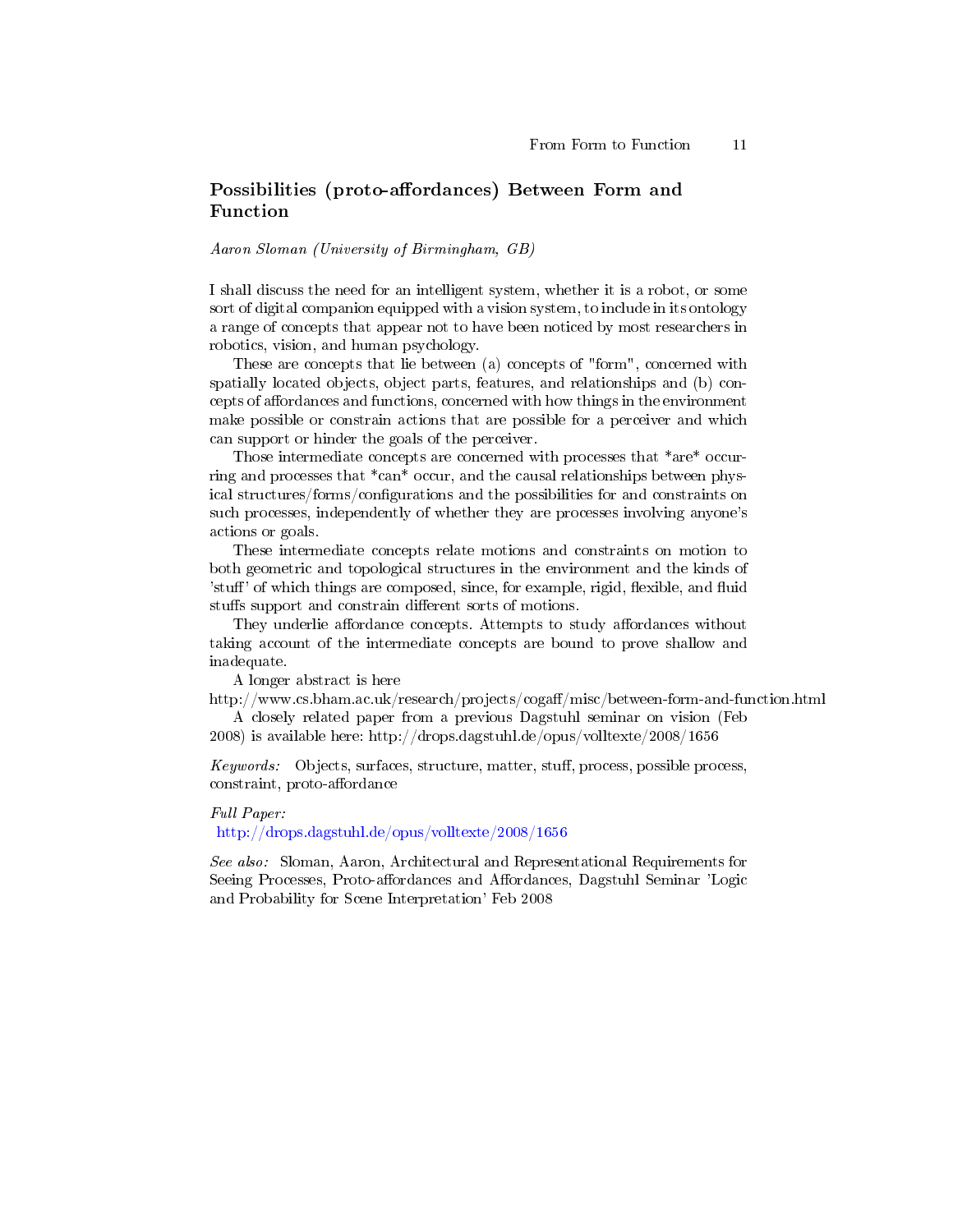## Possibilities (proto-affordances) Between Form and Function

*Aaron Sloman (University of Birmingham, GB)*

I shall discuss the need for an intelligent system, whether it is a robot, or some sort of digital companion equipped with a vision system, to include in its ontology a range of concepts that appear not to have been noticed by most researchers in robotics, vision, and human psychology.

These are concepts that lie between (a) concepts of "form", concerned with spatially located objects, object parts, features, and relationships and (b) concepts of affordances and functions, concerned with how things in the environment make possible or constrain actions that are possible for a perceiver and which can support or hinder the goals of the perceiver.

Those intermediate concepts are concerned with processes that *are* occurring and processes that *can* occur, and the causal relationships between physical structures/forms/configurations and the possibilities for and constraints on such processes, independently of whether they are processes involving anyone's actions or goals.

These intermediate concepts relate motions and constraints on motion to both geometric and topological structures in the environment and the kinds of 'stuff' of which things are composed, since, for example, rigid, flexible, and fluid stuffs support and constrain different sorts of motions.

They underlie affordance concepts. Attempts to study affordances without taking account of the intermediate concepts are bound to prove shallow and inadequate.

A longer abstract is here
http://www.cs.bham.ac.uk/research/projects/cogaff/misc/between-form-and-function.html

A closely related paper from a previous Dagstuhl seminar on vision (Feb 2008) is available here: http://drops.dagstuhl.de/opus/volltexte/2008/1656

*Keywords:* Objects, surfaces, structure, matter, stuff, process, possible process, constraint, proto-affordance

*Full Paper:*
http://drops.dagstuhl.de/opus/volltexte/2008/1656

*See also:* Sloman, Aaron, Architectural and Representational Requirements for Seeing Processes, Proto-affordances and Affordances, Dagstuhl Seminar 'Logic and Probability for Scene Interpretation' Feb 2008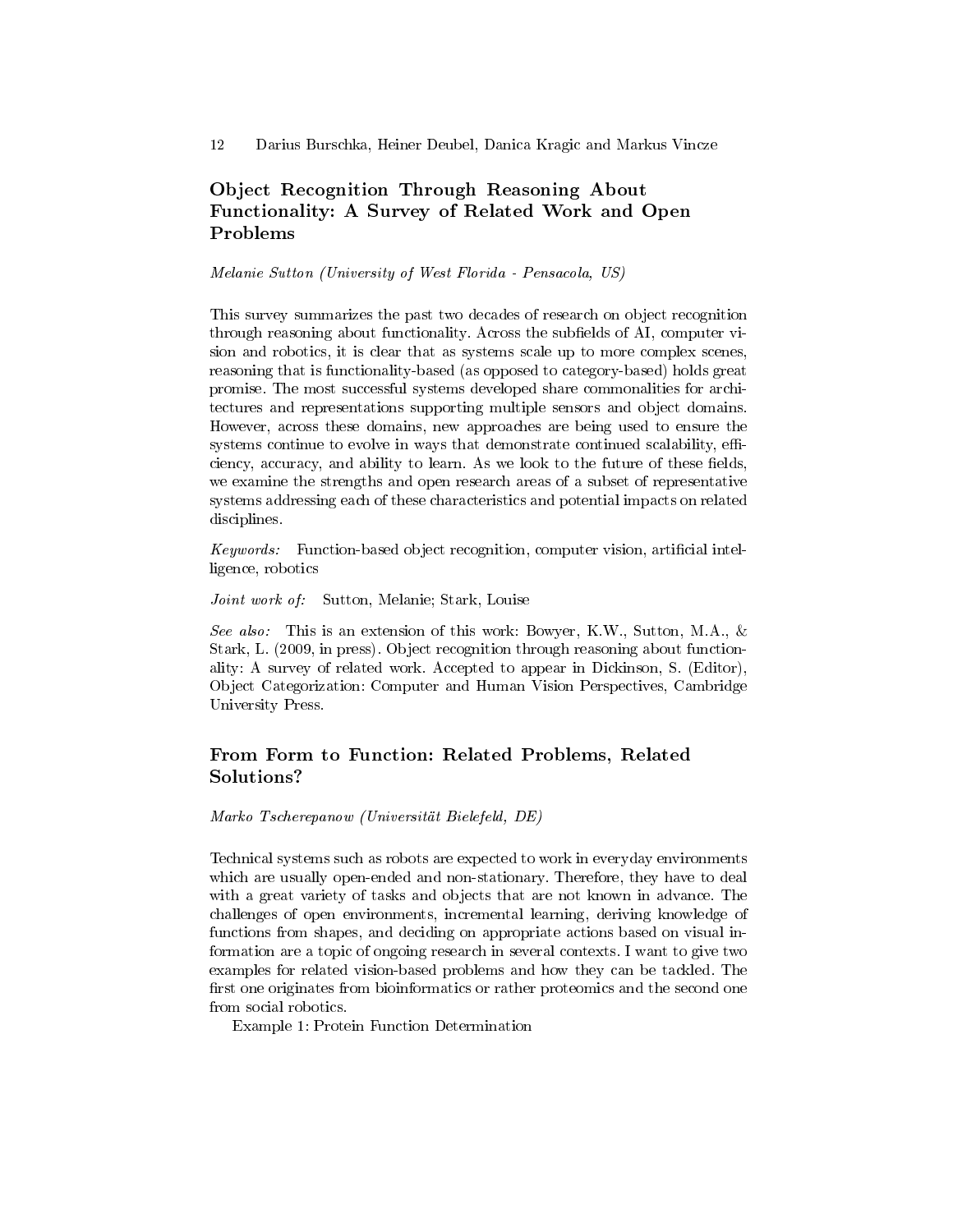## Object Recognition Through Reasoning About Functionality: A Survey of Related Work and Open Problems

*Melanie Sutton (University of West Florida - Pensacola, US)*

This survey summarizes the past two decades of research on object recognition through reasoning about functionality. Across the subfields of AI, computer vision and robotics, it is clear that as systems scale up to more complex scenes, reasoning that is functionality-based (as opposed to category-based) holds great promise. The most successful systems developed share commonalities for architectures and representations supporting multiple sensors and object domains. However, across these domains, new approaches are being used to ensure the systems continue to evolve in ways that demonstrate continued scalability, efficiency, accuracy, and ability to learn. As we look to the future of these fields, we examine the strengths and open research areas of a subset of representative systems addressing each of these characteristics and potential impacts on related disciplines.

*Keywords:* Function-based object recognition, computer vision, artificial intelligence, robotics

*Joint work of:* Sutton, Melanie; Stark, Louise

*See also:* This is an extension of this work: Bowyer, K.W., Sutton, M.A., & Stark, L. (2009, in press). Object recognition through reasoning about functionality: A survey of related work. Accepted to appear in Dickinson, S. (Editor), Object Categorization: Computer and Human Vision Perspectives, Cambridge University Press.

## From Form to Function: Related Problems, Related Solutions?

*Marko Tscherepanow (Universität Bielefeld, DE)*

Technical systems such as robots are expected to work in everyday environments which are usually open-ended and non-stationary. Therefore, they have to deal with a great variety of tasks and objects that are not known in advance. The challenges of open environments, incremental learning, deriving knowledge of functions from shapes, and deciding on appropriate actions based on visual information are a topic of ongoing research in several contexts. I want to give two examples for related vision-based problems and how they can be tackled. The first one originates from bioinformatics or rather proteomics and the second one from social robotics.

Example 1: Protein Function Determination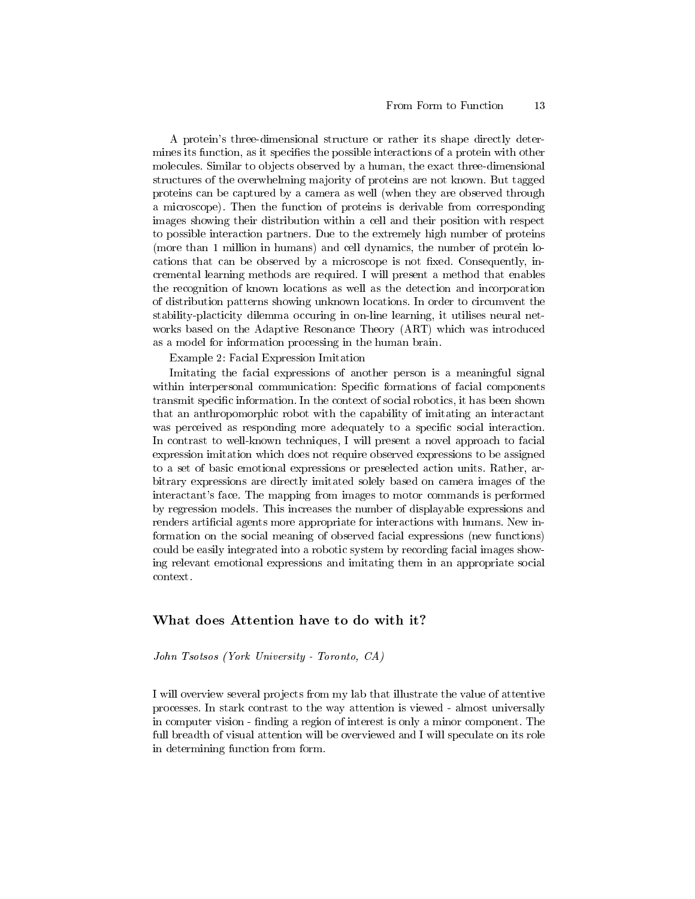A protein's three-dimensional structure or rather its shape directly determines its function, as it specifies the possible interactions of a protein with other molecules. Similar to objects observed by a human, the exact three-dimensional structures of the overwhelming majority of proteins are not known. But tagged proteins can be captured by a camera as well (when they are observed through a microscope). Then the function of proteins is derivable from corresponding images showing their distribution within a cell and their position with respect to possible interaction partners. Due to the extremely high number of proteins (more than 1 million in humans) and cell dynamics, the number of protein locations that can be observed by a microscope is not fixed. Consequently, incremental learning methods are required. I will present a method that enables the recognition of known locations as well as the detection and incorporation of distribution patterns showing unknown locations. In order to circumvent the stability-placticity dilemma occuring in on-line learning, it utilises neural networks based on the Adaptive Resonance Theory (ART) which was introduced as a model for information processing in the human brain.

Example 2: Facial Expression Imitation

Imitating the facial expressions of another person is a meaningful signal within interpersonal communication: Specific formations of facial components transmit specific information. In the context of social robotics, it has been shown that an anthropomorphic robot with the capability of imitating an interactant was perceived as responding more adequately to a specific social interaction. In contrast to well-known techniques, I will present a novel approach to facial expression imitation which does not require observed expressions to be assigned to a set of basic emotional expressions or preselected action units. Rather, arbitrary expressions are directly imitated solely based on camera images of the interactant's face. The mapping from images to motor commands is performed by regression models. This increases the number of displayable expressions and renders artificial agents more appropriate for interactions with humans. New information on the social meaning of observed facial expressions (new functions) could be easily integrated into a robotic system by recording facial images showing relevant emotional expressions and imitating them in an appropriate social context.

## What does Attention have to do with it?

*John Tsotsos (York University - Toronto, CA)*

I will overview several projects from my lab that illustrate the value of attentive processes. In stark contrast to the way attention is viewed - almost universally in computer vision - finding a region of interest is only a minor component. The full breadth of visual attention will be overviewed and I will speculate on its role in determining function from form.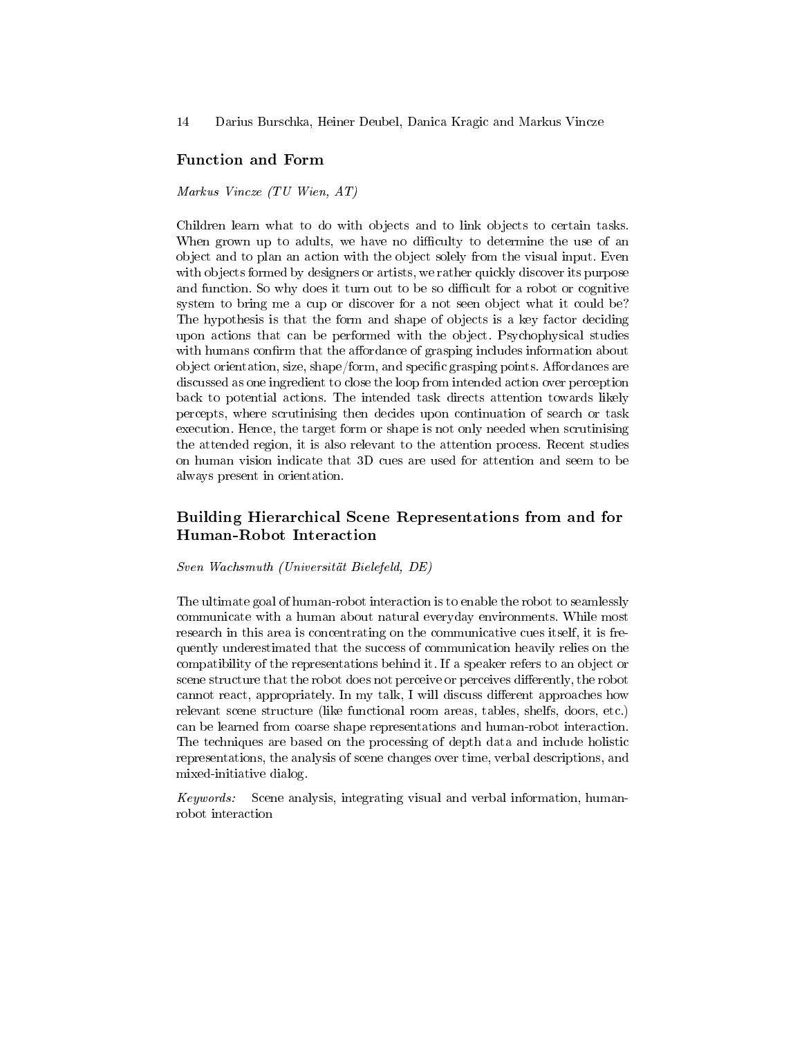## Function and Form

*Markus Vincze (TU Wien, AT)*

Children learn what to do with objects and to link objects to certain tasks. When grown up to adults, we have no difficulty to determine the use of an object and to plan an action with the object solely from the visual input. Even with objects formed by designers or artists, we rather quickly discover its purpose and function. So why does it turn out to be so difficult for a robot or cognitive system to bring me a cup or discover for a not seen object what it could be? The hypothesis is that the form and shape of objects is a key factor deciding upon actions that can be performed with the object. Psychophysical studies with humans confirm that the affordance of grasping includes information about object orientation, size, shape/form, and specific grasping points. Affordances are discussed as one ingredient to close the loop from intended action over perception back to potential actions. The intended task directs attention towards likely percepts, where scrutinising then decides upon continuation of search or task execution. Hence, the target form or shape is not only needed when scrutinising the attended region, it is also relevant to the attention process. Recent studies on human vision indicate that 3D cues are used for attention and seem to be always present in orientation.

## Building Hierarchical Scene Representations from and for Human-Robot Interaction

*Sven Wachsmuth (Universität Bielefeld, DE)*

The ultimate goal of human-robot interaction is to enable the robot to seamlessly communicate with a human about natural everyday environments. While most research in this area is concentrating on the communicative cues itself, it is frequently underestimated that the success of communication heavily relies on the compatibility of the representations behind it. If a speaker refers to an object or scene structure that the robot does not perceive or perceives differently, the robot cannot react, appropriately. In my talk, I will discuss different approaches how relevant scene structure (like functional room areas, tables, shelfs, doors, etc.) can be learned from coarse shape representations and human-robot interaction. The techniques are based on the processing of depth data and include holistic representations, the analysis of scene changes over time, verbal descriptions, and mixed-initiative dialog.

*Keywords:* Scene analysis, integrating visual and verbal information, human-robot interaction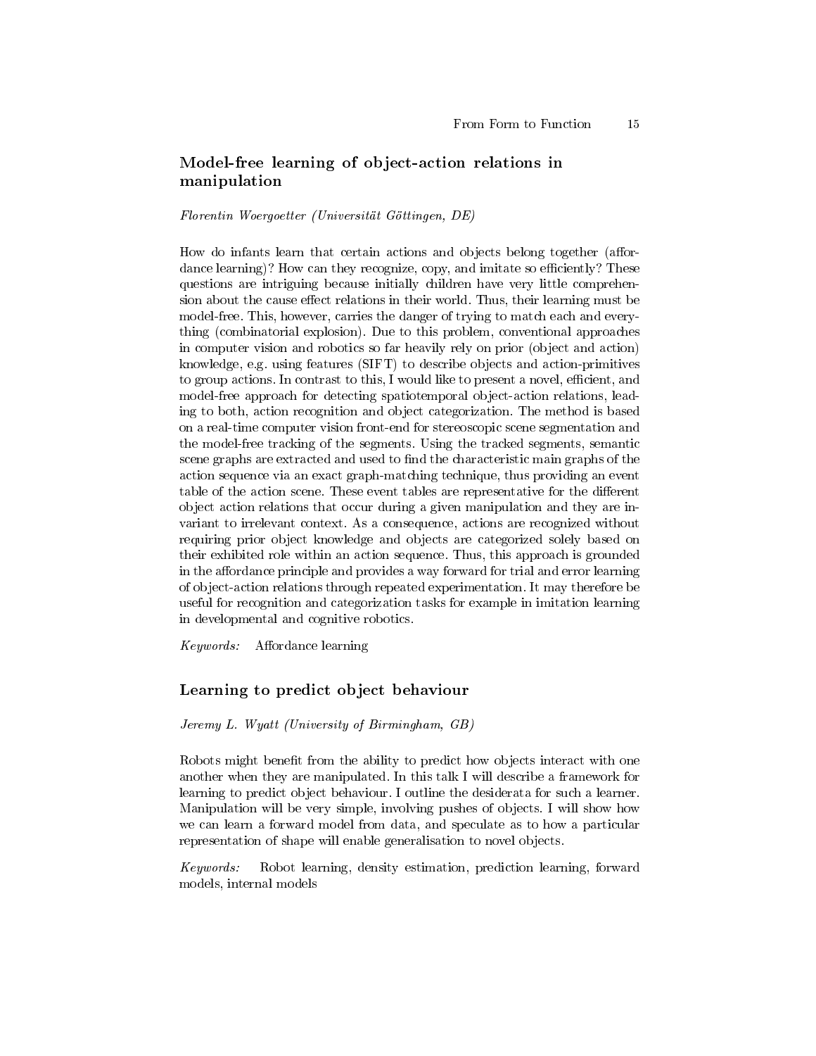## Model-free learning of object-action relations in manipulation

*Florentin Woergoetter (Universität Göttingen, DE)*

How do infants learn that certain actions and objects belong together (affordance learning)? How can they recognize, copy, and imitate so efficiently? These questions are intriguing because initially children have very little comprehension about the cause effect relations in their world. Thus, their learning must be model-free. This, however, carries the danger of trying to match each and everything (combinatorial explosion). Due to this problem, conventional approaches in computer vision and robotics so far heavily rely on prior (object and action) knowledge, e.g. using features (SIFT) to describe objects and action-primitives to group actions. In contrast to this, I would like to present a novel, efficient, and model-free approach for detecting spatiotemporal object-action relations, leading to both, action recognition and object categorization. The method is based on a real-time computer vision front-end for stereoscopic scene segmentation and the model-free tracking of the segments. Using the tracked segments, semantic scene graphs are extracted and used to find the characteristic main graphs of the action sequence via an exact graph-matching technique, thus providing an event table of the action scene. These event tables are representative for the different object action relations that occur during a given manipulation and they are invariant to irrelevant context. As a consequence, actions are recognized without requiring prior object knowledge and objects are categorized solely based on their exhibited role within an action sequence. Thus, this approach is grounded in the affordance principle and provides a way forward for trial and error learning of object-action relations through repeated experimentation. It may therefore be useful for recognition and categorization tasks for example in imitation learning in developmental and cognitive robotics.

*Keywords:* Affordance learning

## Learning to predict object behaviour

*Jeremy L. Wyatt (University of Birmingham, GB)*

Robots might benefit from the ability to predict how objects interact with one another when they are manipulated. In this talk I will describe a framework for learning to predict object behaviour. I outline the desiderata for such a learner. Manipulation will be very simple, involving pushes of objects. I will show how we can learn a forward model from data, and speculate as to how a particular representation of shape will enable generalisation to novel objects.

*Keywords:* Robot learning, density estimation, prediction learning, forward models, internal models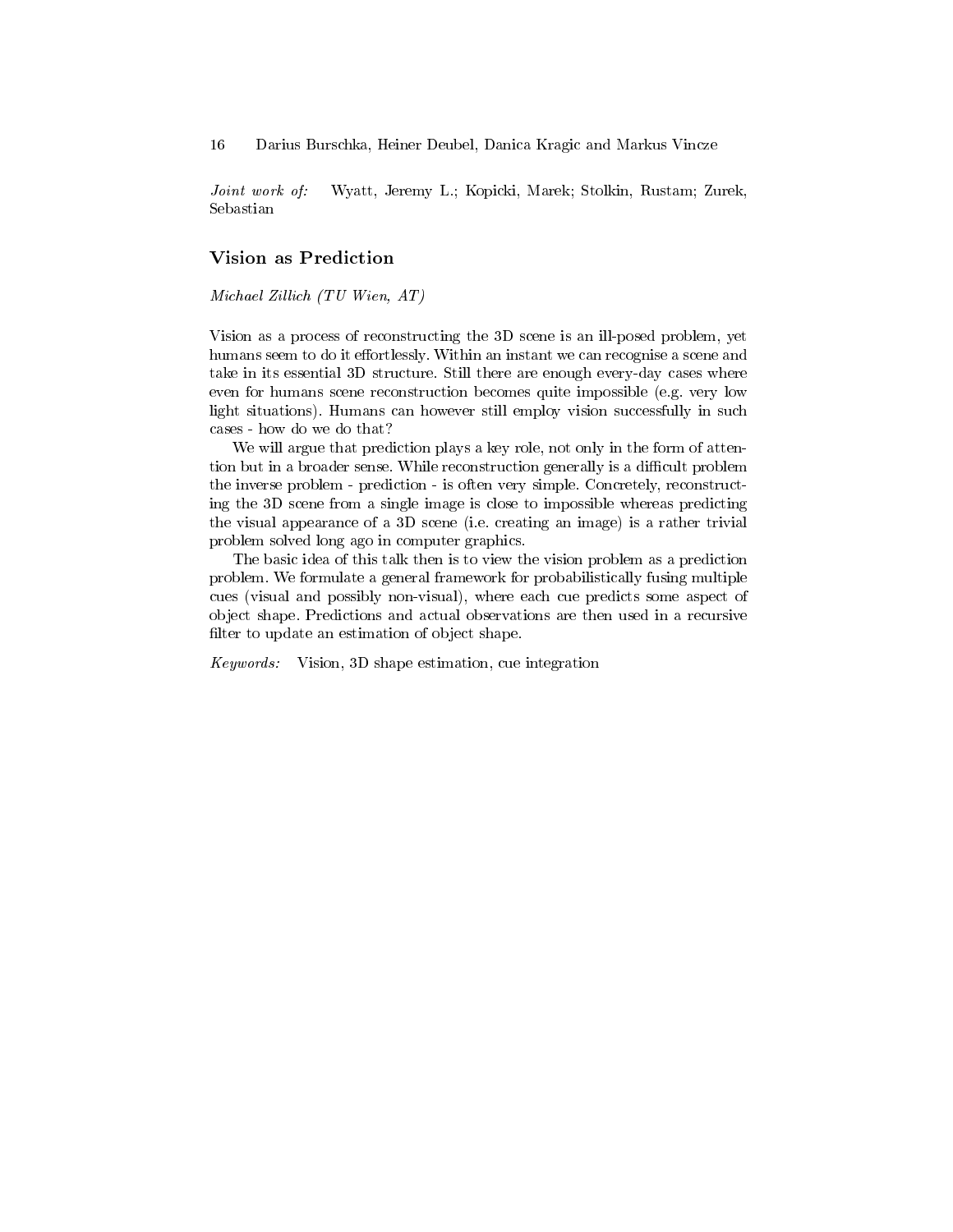*Joint work of:* Wyatt, Jeremy L.; Kopicki, Marek; Stolkin, Rustam; Zurek, Sebastian

## Vision as Prediction

*Michael Zillich (TU Wien, AT)*

Vision as a process of reconstructing the 3D scene is an ill-posed problem, yet humans seem to do it effortlessly. Within an instant we can recognise a scene and take in its essential 3D structure. Still there are enough every-day cases where even for humans scene reconstruction becomes quite impossible (e.g. very low light situations). Humans can however still employ vision successfully in such cases - how do we do that?

We will argue that prediction plays a key role, not only in the form of attention but in a broader sense. While reconstruction generally is a difficult problem the inverse problem - prediction - is often very simple. Concretely, reconstructing the 3D scene from a single image is close to impossible whereas predicting the visual appearance of a 3D scene (i.e. creating an image) is a rather trivial problem solved long ago in computer graphics.

The basic idea of this talk then is to view the vision problem as a prediction problem. We formulate a general framework for probabilistically fusing multiple cues (visual and possibly non-visual), where each cue predicts some aspect of object shape. Predictions and actual observations are then used in a recursive filter to update an estimation of object shape.

*Keywords:* Vision, 3D shape estimation, cue integration